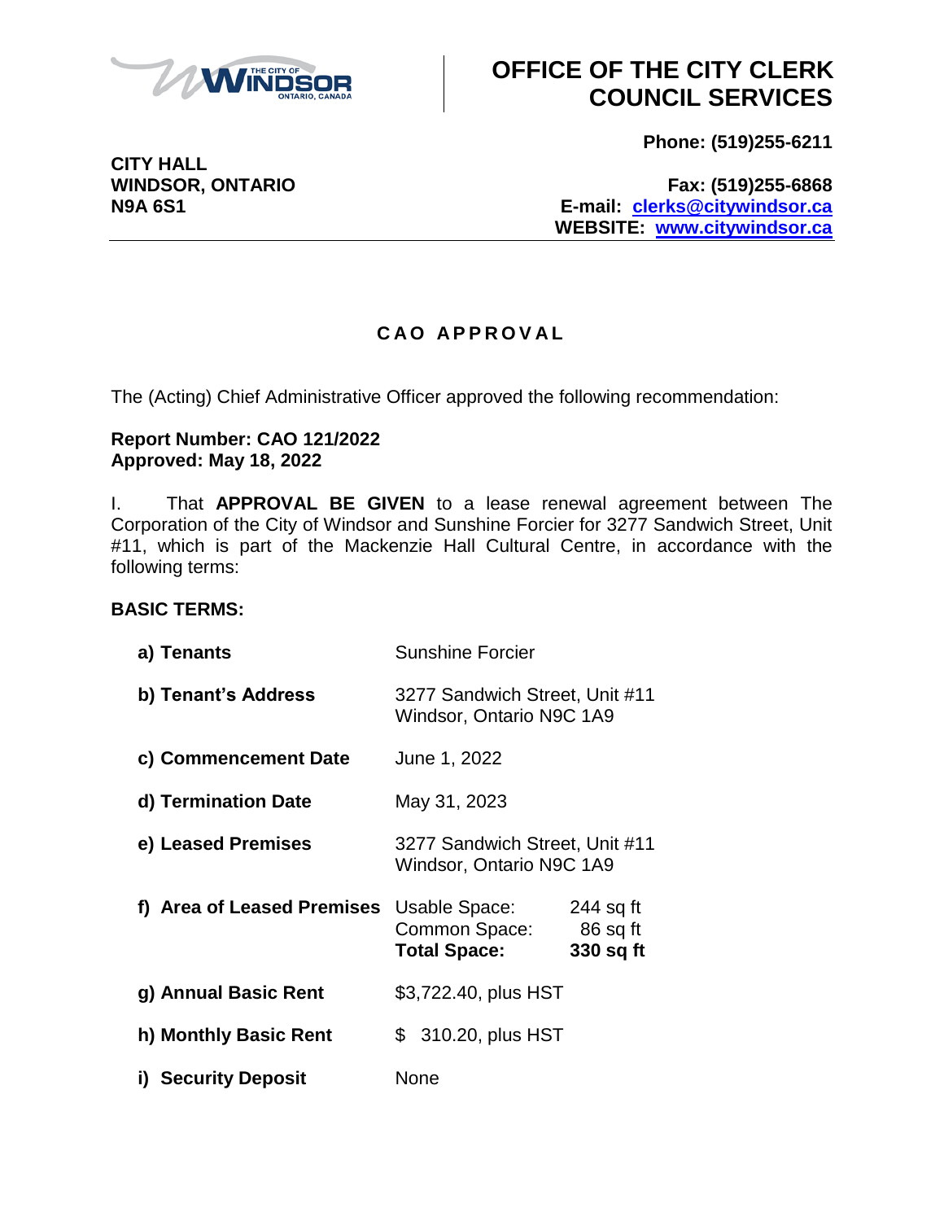# OFFICE OF THE CITY CLERK COUNCIL SERVICES

**CITY HALL**
**WINDSOR, ONTARIO**
**N9A 6S1**

**Phone: (519)255-6211**

**Fax: (519)255-6868**
**E-mail: clerks@citywindsor.ca**
**WEBSITE: www.citywindsor.ca**

## CAO APPROVAL

The (Acting) Chief Administrative Officer approved the following recommendation:

**Report Number: CAO 121/2022**
**Approved: May 18, 2022**

I. That **APPROVAL BE GIVEN** to a lease renewal agreement between The Corporation of the City of Windsor and Sunshine Forcier for 3277 Sandwich Street, Unit #11, which is part of the Mackenzie Hall Cultural Centre, in accordance with the following terms:

**BASIC TERMS:**

| | | |
|---|---|---|
| **a) Tenants** | Sunshine Forcier | |
| **b) Tenant's Address** | 3277 Sandwich Street, Unit #11<br>Windsor, Ontario N9C 1A9 | |
| **c) Commencement Date** | June 1, 2022 | |
| **d) Termination Date** | May 31, 2023 | |
| **e) Leased Premises** | 3277 Sandwich Street, Unit #11<br>Windsor, Ontario N9C 1A9 | |
| **f) Area of Leased Premises** | Usable Space: | 244 sq ft |
| | Common Space: | 86 sq ft |
| | **Total Space:** | **330 sq ft** |
| **g) Annual Basic Rent** | $3,722.40, plus HST | |
| **h) Monthly Basic Rent** | $ 310.20, plus HST | |
| **i) Security Deposit** | None | |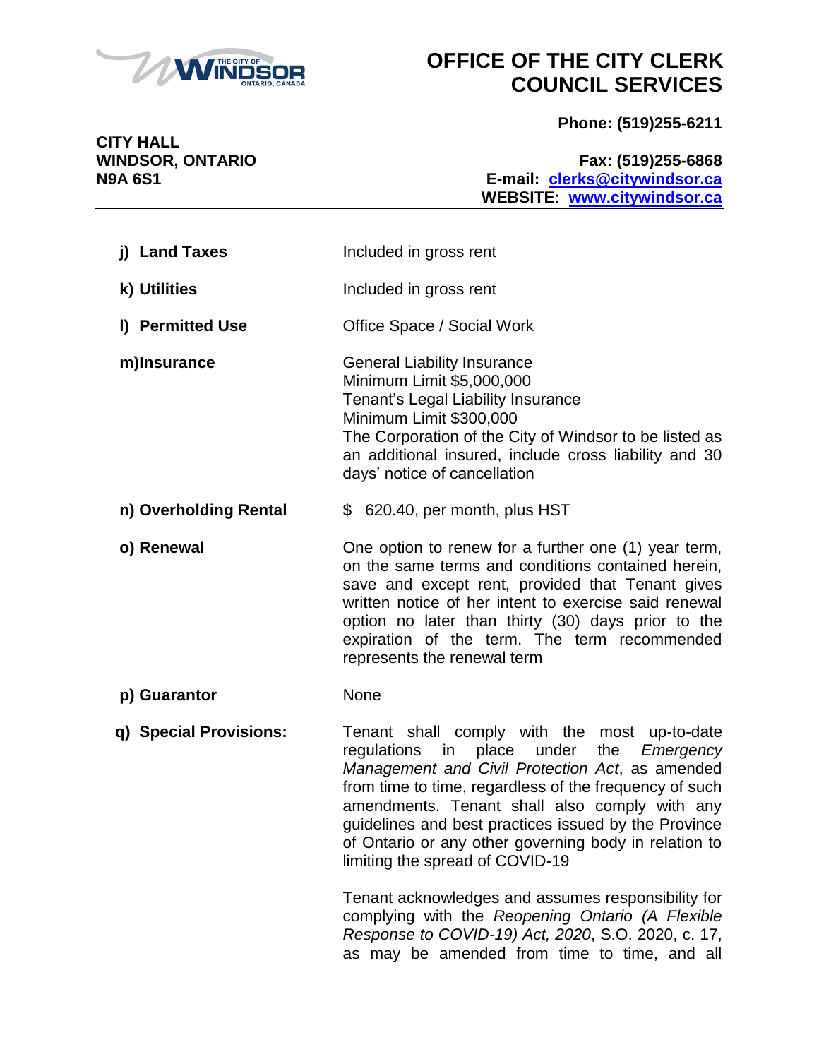| | |
|---|---|
| **j) Land Taxes** | Included in gross rent |
| **k) Utilities** | Included in gross rent |
| **l) Permitted Use** | Office Space / Social Work |
| **m) Insurance** | General Liability Insurance<br>Minimum Limit $5,000,000<br>Tenant's Legal Liability Insurance<br>Minimum Limit $300,000<br>The Corporation of the City of Windsor to be listed as an additional insured, include cross liability and 30 days' notice of cancellation |
| **n) Overholding Rental** | $ 620.40, per month, plus HST |
| **o) Renewal** | One option to renew for a further one (1) year term, on the same terms and conditions contained herein, save and except rent, provided that Tenant gives written notice of her intent to exercise said renewal option no later than thirty (30) days prior to the expiration of the term. The term recommended represents the renewal term |
| **p) Guarantor** | None |
| **q) Special Provisions:** | Tenant shall comply with the most up-to-date regulations in place under the *Emergency Management and Civil Protection Act*, as amended from time to time, regardless of the frequency of such amendments. Tenant shall also comply with any guidelines and best practices issued by the Province of Ontario or any other governing body in relation to limiting the spread of COVID-19<br><br>Tenant acknowledges and assumes responsibility for complying with the *Reopening Ontario (A Flexible Response to COVID-19) Act, 2020*, S.O. 2020, c. 17, as may be amended from time to time, and all |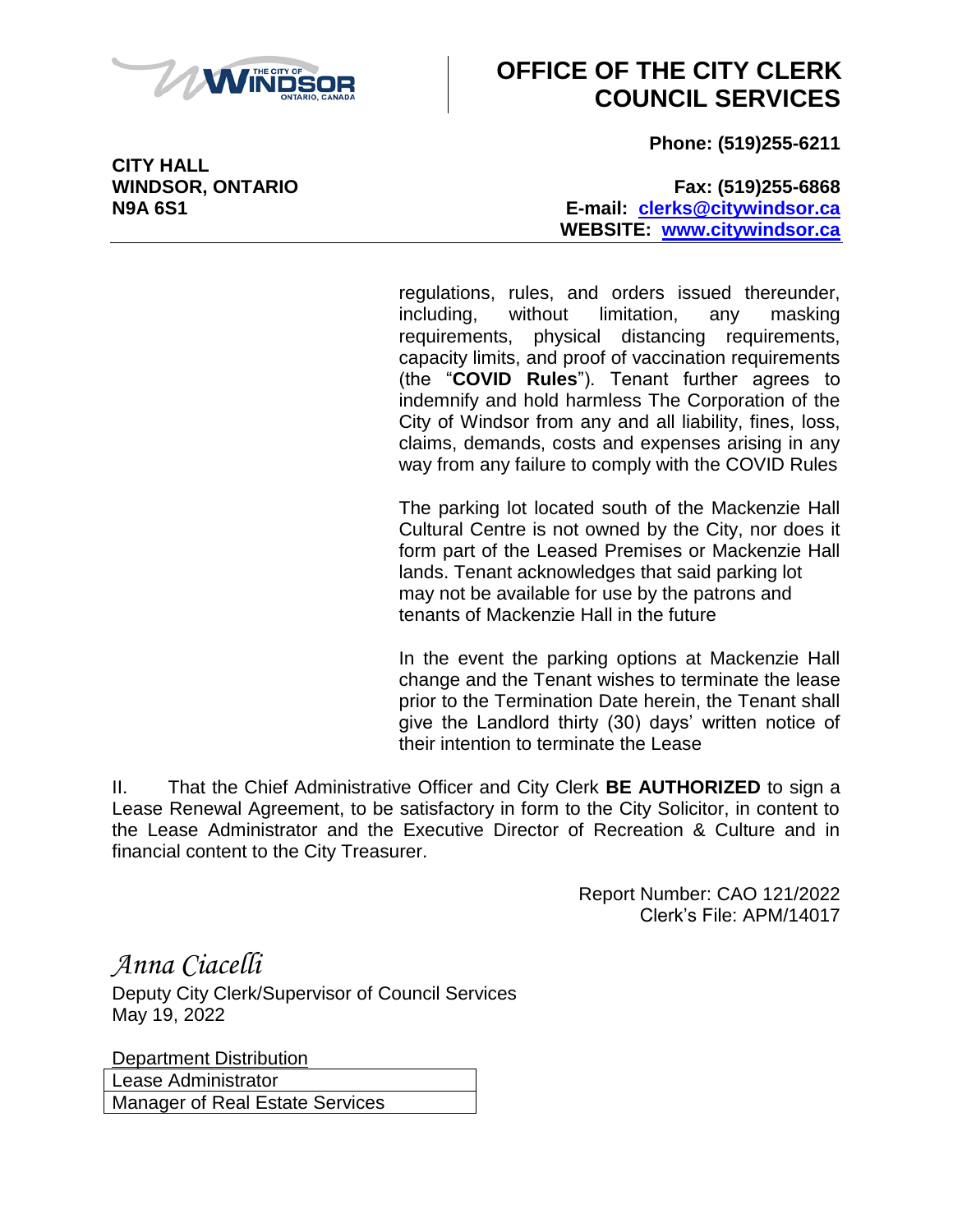regulations, rules, and orders issued thereunder, including, without limitation, any masking requirements, physical distancing requirements, capacity limits, and proof of vaccination requirements (the "**COVID Rules**"). Tenant further agrees to indemnify and hold harmless The Corporation of the City of Windsor from any and all liability, fines, loss, claims, demands, costs and expenses arising in any way from any failure to comply with the COVID Rules

The parking lot located south of the Mackenzie Hall Cultural Centre is not owned by the City, nor does it form part of the Leased Premises or Mackenzie Hall lands. Tenant acknowledges that said parking lot may not be available for use by the patrons and tenants of Mackenzie Hall in the future

In the event the parking options at Mackenzie Hall change and the Tenant wishes to terminate the lease prior to the Termination Date herein, the Tenant shall give the Landlord thirty (30) days' written notice of their intention to terminate the Lease

II. That the Chief Administrative Officer and City Clerk **BE AUTHORIZED** to sign a Lease Renewal Agreement, to be satisfactory in form to the City Solicitor, in content to the Lease Administrator and the Executive Director of Recreation & Culture and in financial content to the City Treasurer.

Report Number: CAO 121/2022
Clerk's File: APM/14017

*Anna Ciacelli*
Deputy City Clerk/Supervisor of Council Services
May 19, 2022

| Department Distribution |
|---|
| Lease Administrator |
| Manager of Real Estate Services |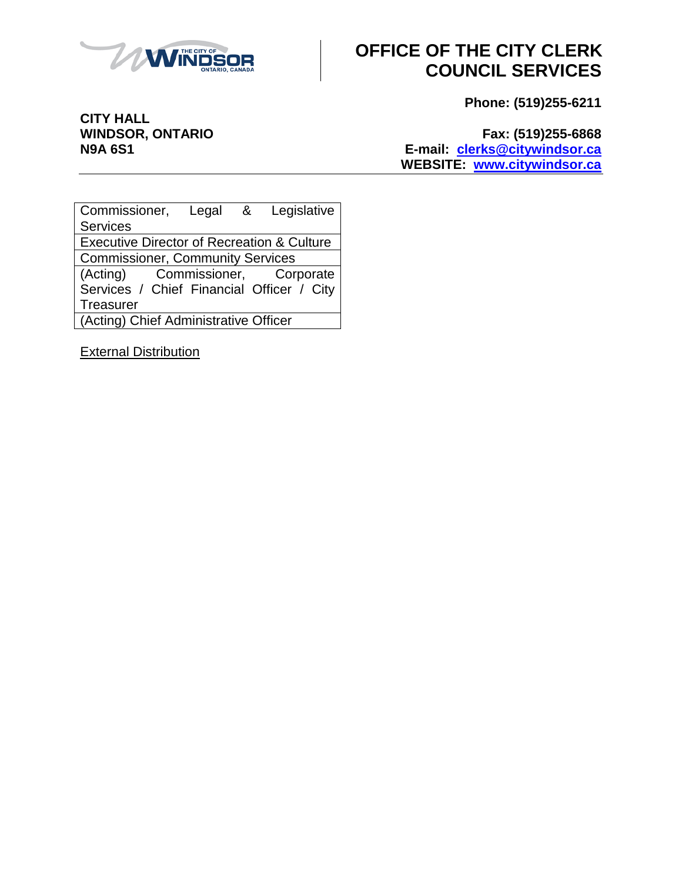# OFFICE OF THE CITY CLERK
# COUNCIL SERVICES

**Phone: (519)255-6211**

**CITY HALL**
**WINDSOR, ONTARIO**
**N9A 6S1**

**Fax: (519)255-6868**
**E-mail: [clerks@citywindsor.ca](mailto:clerks@citywindsor.ca)**
**WEBSITE: [www.citywindsor.ca](http://www.citywindsor.ca)**

| |
|---|
| Commissioner, Legal & Legislative Services |
| Executive Director of Recreation & Culture |
| Commissioner, Community Services |
| (Acting) Commissioner, Corporate Services / Chief Financial Officer / City Treasurer |
| (Acting) Chief Administrative Officer |

<u>External Distribution</u>